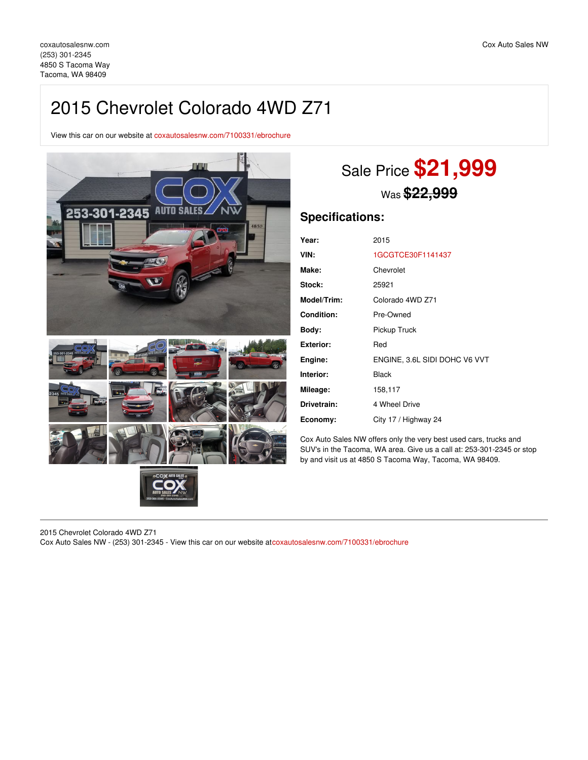coxautosalesnw.com
(253) 301-2345
4850 S Tacoma Way
Tacoma, WA 98409

Cox Auto Sales NW

# 2015 Chevrolet Colorado 4WD Z71

View this car on our website at coxautosalesnw.com/7100331/ebrochure

Sale Price **$21,999**

Was ~~$22,999~~

## Specifications:

| | |
|---|---|
| **Year:** | 2015 |
| **VIN:** | 1GCGTCE30F1141437 |
| **Make:** | Chevrolet |
| **Stock:** | 25921 |
| **Model/Trim:** | Colorado 4WD Z71 |
| **Condition:** | Pre-Owned |
| **Body:** | Pickup Truck |
| **Exterior:** | Red |
| **Engine:** | ENGINE, 3.6L SIDI DOHC V6 VVT |
| **Interior:** | Black |
| **Mileage:** | 158,117 |
| **Drivetrain:** | 4 Wheel Drive |
| **Economy:** | City 17 / Highway 24 |

Cox Auto Sales NW offers only the very best used cars, trucks and SUV's in the Tacoma, WA area. Give us a call at: 253-301-2345 or stop by and visit us at 4850 S Tacoma Way, Tacoma, WA 98409.

2015 Chevrolet Colorado 4WD Z71
Cox Auto Sales NW - (253) 301-2345 - View this car on our website atcoxautosalesnw.com/7100331/ebrochure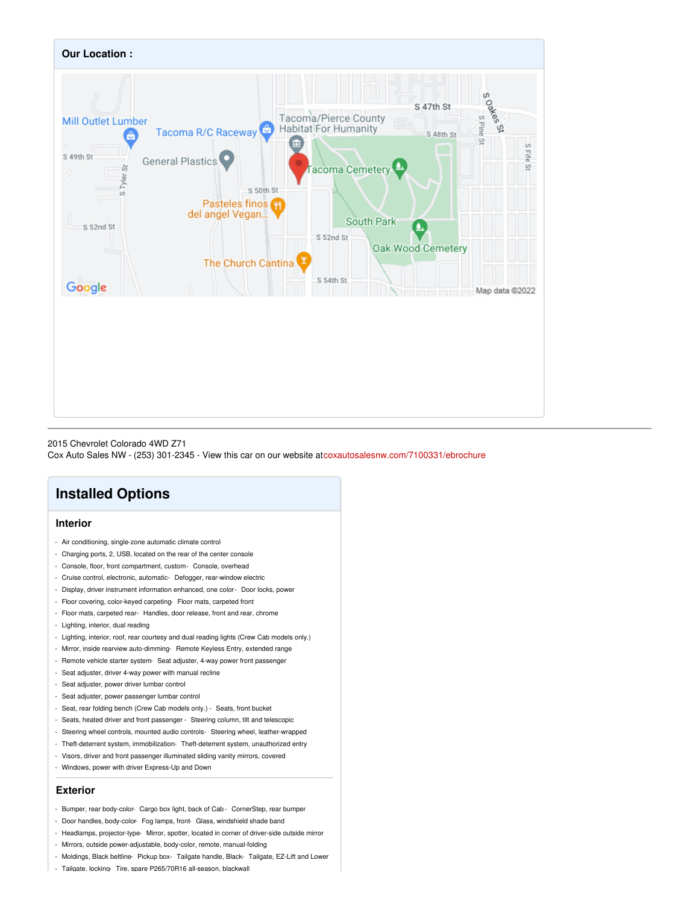**Our Location :**

2015 Chevrolet Colorado 4WD Z71
Cox Auto Sales NW - (253) 301-2345 - View this car on our website atcoxautosalesnw.com/7100331/ebrochure

# Installed Options

## Interior

- Air conditioning, single-zone automatic climate control
- Charging ports, 2, USB, located on the rear of the center console
- Console, floor, front compartment, custom
- Console, overhead
- Cruise control, electronic, automatic
- Defogger, rear-window electric
- Display, driver instrument information enhanced, one color
- Door locks, power
- Floor covering, color-keyed carpeting
- Floor mats, carpeted front
- Floor mats, carpeted rear
- Handles, door release, front and rear, chrome
- Lighting, interior, dual reading
- Lighting, interior, roof, rear courtesy and dual reading lights (Crew Cab models only.)
- Mirror, inside rearview auto-dimming
- Remote Keyless Entry, extended range
- Remote vehicle starter system
- Seat adjuster, 4-way power front passenger
- Seat adjuster, driver 4-way power with manual recline
- Seat adjuster, power driver lumbar control
- Seat adjuster, power passenger lumbar control
- Seat, rear folding bench (Crew Cab models only.)
- Seats, front bucket
- Seats, heated driver and front passenger
- Steering column, tilt and telescopic
- Steering wheel controls, mounted audio controls
- Steering wheel, leather-wrapped
- Theft-deterrent system, immobilization
- Theft-deterrent system, unauthorized entry
- Visors, driver and front passenger illuminated sliding vanity mirrors, covered
- Windows, power with driver Express-Up and Down

## Exterior

- Bumper, rear body-color
- Cargo box light, back of Cab
- CornerStep, rear bumper
- Door handles, body-color
- Fog lamps, front
- Glass, windshield shade band
- Headlamps, projector-type
- Mirror, spotter, located in corner of driver-side outside mirror
- Mirrors, outside power-adjustable, body-color, remote, manual-folding
- Moldings, Black beltline
- Pickup box
- Tailgate handle, Black
- Tailgate, EZ-Lift and Lower
- Tailgate, locking
- Tire, spare P265/70R16 all-season, blackwall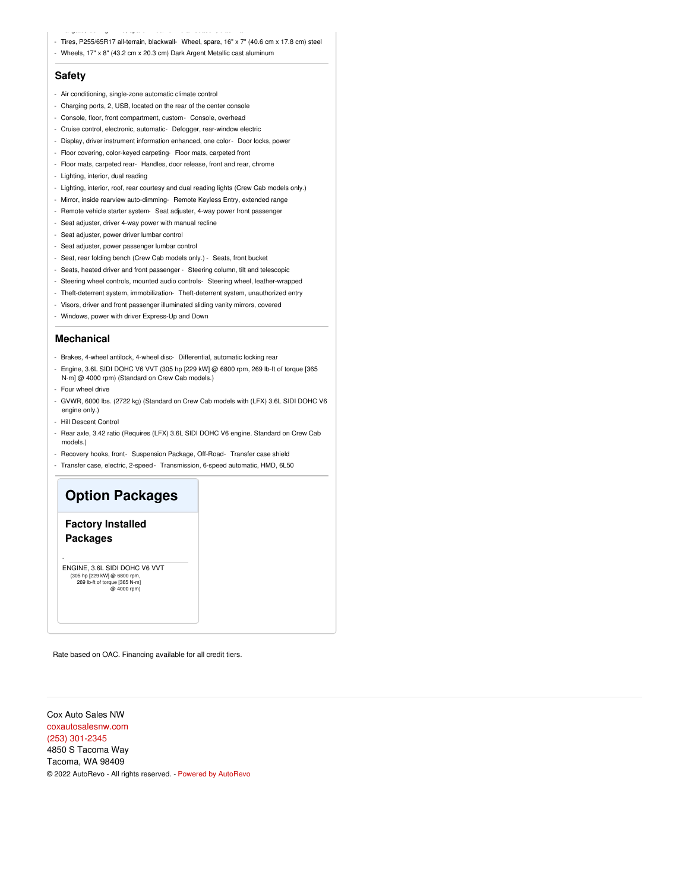- Tires, P255/65R17 all-terrain, blackwall- Wheel, spare, 16" x 7" (40.6 cm x 17.8 cm) steel
- Wheels, 17" x 8" (43.2 cm x 20.3 cm) Dark Argent Metallic cast aluminum

## Safety

- Air conditioning, single-zone automatic climate control
- Charging ports, 2, USB, located on the rear of the center console
- Console, floor, front compartment, custom- Console, overhead
- Cruise control, electronic, automatic- Defogger, rear-window electric
- Display, driver instrument information enhanced, one color- Door locks, power
- Floor covering, color-keyed carpeting- Floor mats, carpeted front
- Floor mats, carpeted rear- Handles, door release, front and rear, chrome
- Lighting, interior, dual reading
- Lighting, interior, roof, rear courtesy and dual reading lights (Crew Cab models only.)
- Mirror, inside rearview auto-dimming- Remote Keyless Entry, extended range
- Remote vehicle starter system- Seat adjuster, 4-way power front passenger
- Seat adjuster, driver 4-way power with manual recline
- Seat adjuster, power driver lumbar control
- Seat adjuster, power passenger lumbar control
- Seat, rear folding bench (Crew Cab models only.) - Seats, front bucket
- Seats, heated driver and front passenger - Steering column, tilt and telescopic
- Steering wheel controls, mounted audio controls- Steering wheel, leather-wrapped
- Theft-deterrent system, immobilization- Theft-deterrent system, unauthorized entry
- Visors, driver and front passenger illuminated sliding vanity mirrors, covered
- Windows, power with driver Express-Up and Down

## Mechanical

- Brakes, 4-wheel antilock, 4-wheel disc- Differential, automatic locking rear
- Engine, 3.6L SIDI DOHC V6 VVT (305 hp [229 kW] @ 6800 rpm, 269 lb-ft of torque [365 N-m] @ 4000 rpm) (Standard on Crew Cab models.)
- Four wheel drive
- GVWR, 6000 lbs. (2722 kg) (Standard on Crew Cab models with (LFX) 3.6L SIDI DOHC V6 engine only.)
- Hill Descent Control
- Rear axle, 3.42 ratio (Requires (LFX) 3.6L SIDI DOHC V6 engine. Standard on Crew Cab models.)
- Recovery hooks, front- Suspension Package, Off-Road- Transfer case shield
- Transfer case, electric, 2-speed- Transmission, 6-speed automatic, HMD, 6L50

## Option Packages

### Factory Installed Packages

-

ENGINE, 3.6L SIDI DOHC V6 VVT (305 hp [229 kW] @ 6800 rpm, 269 lb-ft of torque [365 N-m] @ 4000 rpm)

Rate based on OAC. Financing available for all credit tiers.

Cox Auto Sales NW
coxautosalesnw.com
(253) 301-2345
4850 S Tacoma Way
Tacoma, WA 98409
© 2022 AutoRevo - All rights reserved. - Powered by AutoRevo